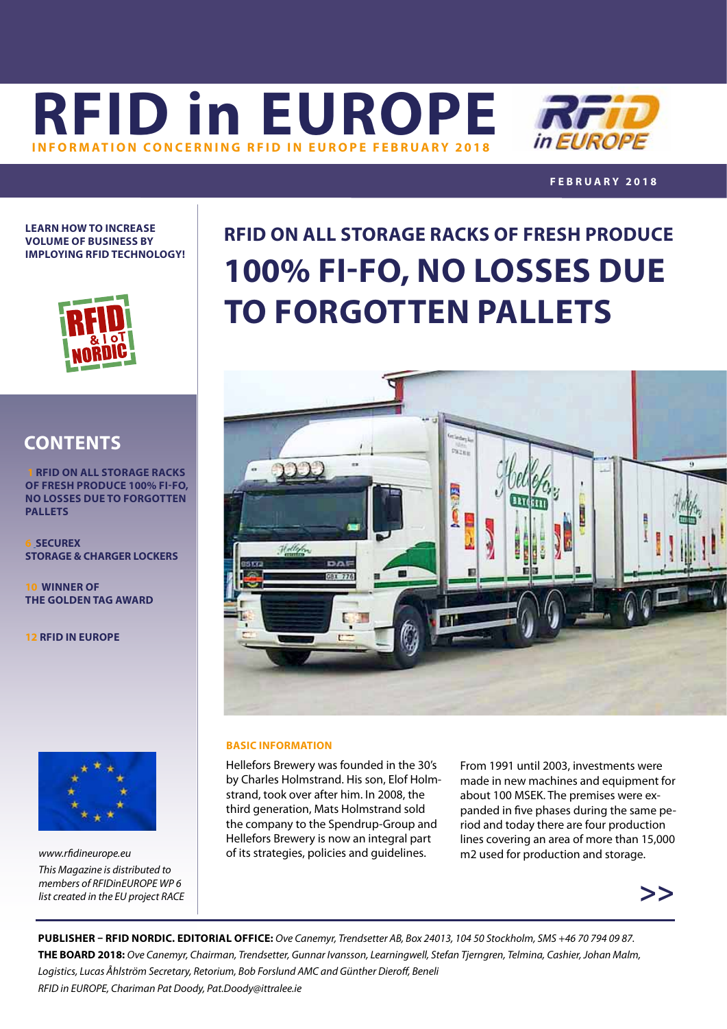# RFID in EUROPE

**INFORMATION CONCERNING RFID IN EUROPE FEBRUARY 2018**

**FEBRUARY 2018**

**LEARN HOW TO INCREASE VOLUME OF BUSINESS BY IMPLOYING RFID TECHNOLOGY!**

## CONTENTS

**1 RFID ON ALL STORAGE RACKS OF FRESH PRODUCE 100% FI-FO, NO LOSSES DUE TO FORGOTTEN PALLETS**

**6 SECUREX STORAGE & CHARGER LOCKERS**

**10 WINNER OF THE GOLDEN TAG AWARD**

**12 RFID IN EUROPE**

*www.rfidineurope.eu*

*This Magazine is distributed to members of RFIDinEUROPE WP 6 list created in the EU project RACE*

## RFID ON ALL STORAGE RACKS OF FRESH PRODUCE

# 100% FI-FO, NO LOSSES DUE TO FORGOTTEN PALLETS

### BASIC INFORMATION

Hellefors Brewery was founded in the 30's by Charles Holmstrand. His son, Elof Holmstrand, took over after him. In 2008, the third generation, Mats Holmstrand sold the company to the Spendrup-Group and Hellefors Brewery is now an integral part of its strategies, policies and guidelines.

From 1991 until 2003, investments were made in new machines and equipment for about 100 MSEK. The premises were expanded in five phases during the same period and today there are four production lines covering an area of more than 15,000 m2 used for production and storage.

>>

**PUBLISHER – RFID NORDIC. EDITORIAL OFFICE:** *Ove Canemyr, Trendsetter AB, Box 24013, 104 50 Stockholm, SMS +46 70 794 09 87.*
**THE BOARD 2018:** *Ove Canemyr, Chairman, Trendsetter, Gunnar Ivansson, Learningwell, Stefan Tjerngren, Telmina, Cashier, Johan Malm, Logistics, Lucas Åhlström Secretary, Retorium, Bob Forslund AMC and Günther Dieroff, Beneli*
*RFID in EUROPE, Chariman Pat Doody, Pat.Doody@ittralee.ie*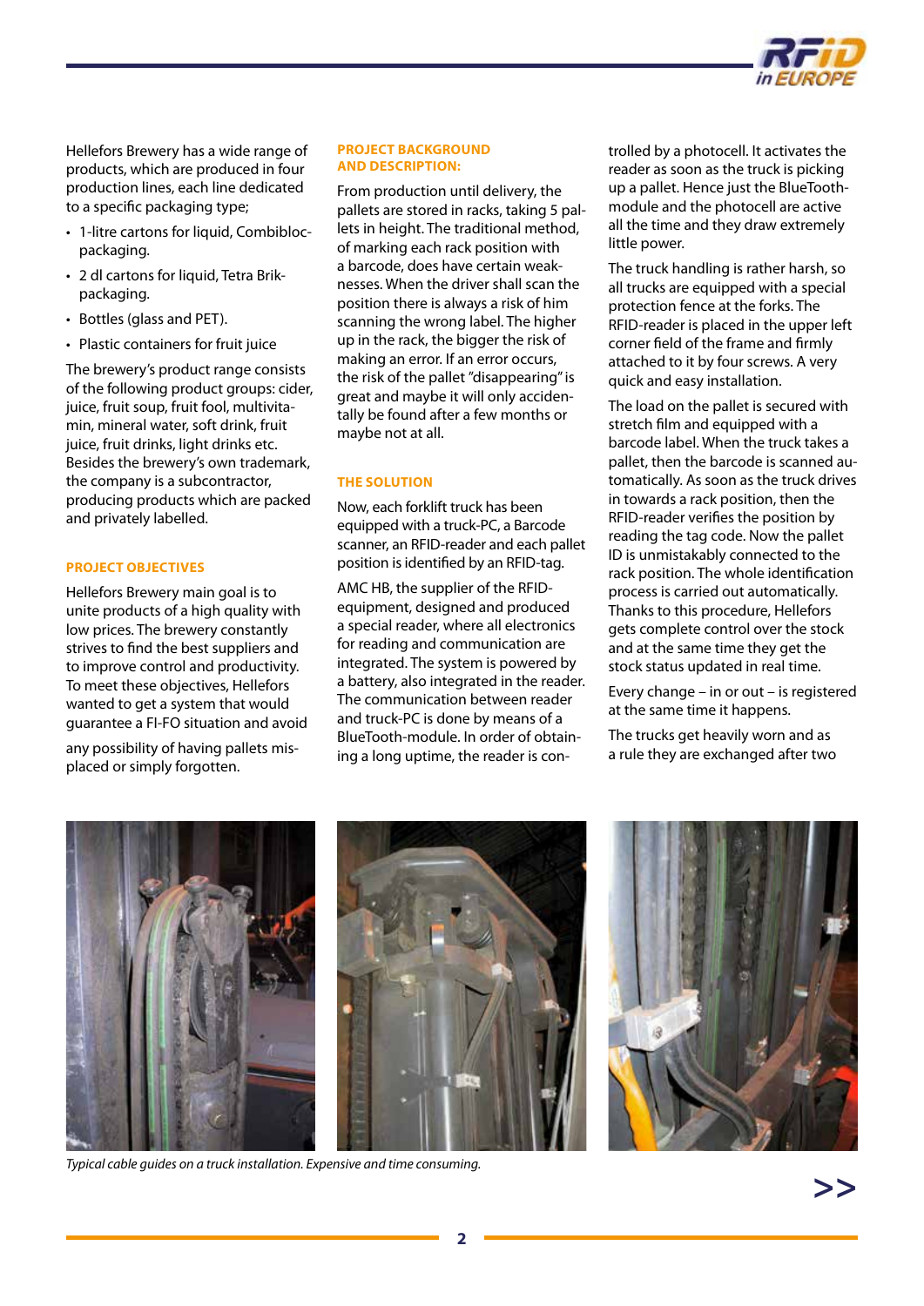Hellefors Brewery has a wide range of products, which are produced in four production lines, each line dedicated to a specific packaging type;

- 1-litre cartons for liquid, Combibloc-packaging.
- 2 dl cartons for liquid, Tetra Brik-packaging.
- Bottles (glass and PET).
- Plastic containers for fruit juice

The brewery's product range consists of the following product groups: cider, juice, fruit soup, fruit fool, multivitamin, mineral water, soft drink, fruit juice, fruit drinks, light drinks etc. Besides the brewery's own trademark, the company is a subcontractor, producing products which are packed and privately labelled.

## PROJECT OBJECTIVES

Hellefors Brewery main goal is to unite products of a high quality with low prices. The brewery constantly strives to find the best suppliers and to improve control and productivity. To meet these objectives, Hellefors wanted to get a system that would guarantee a FI-FO situation and avoid any possibility of having pallets misplaced or simply forgotten.

## PROJECT BACKGROUND AND DESCRIPTION:

From production until delivery, the pallets are stored in racks, taking 5 pallets in height. The traditional method, of marking each rack position with a barcode, does have certain weaknesses. When the driver shall scan the position there is always a risk of him scanning the wrong label. The higher up in the rack, the bigger the risk of making an error. If an error occurs, the risk of the pallet "disappearing" is great and maybe it will only accidentally be found after a few months or maybe not at all.

## THE SOLUTION

Now, each forklift truck has been equipped with a truck-PC, a Barcode scanner, an RFID-reader and each pallet position is identified by an RFID-tag.

AMC HB, the supplier of the RFID-equipment, designed and produced a special reader, where all electronics for reading and communication are integrated. The system is powered by a battery, also integrated in the reader. The communication between reader and truck-PC is done by means of a BlueTooth-module. In order of obtaining a long uptime, the reader is controlled by a photocell. It activates the reader as soon as the truck is picking up a pallet. Hence just the BlueTooth-module and the photocell are active all the time and they draw extremely little power.

The truck handling is rather harsh, so all trucks are equipped with a special protection fence at the forks. The RFID-reader is placed in the upper left corner field of the frame and firmly attached to it by four screws. A very quick and easy installation.

The load on the pallet is secured with stretch film and equipped with a barcode label. When the truck takes a pallet, then the barcode is scanned automatically. As soon as the truck drives in towards a rack position, then the RFID-reader verifies the position by reading the tag code. Now the pallet ID is unmistakably connected to the rack position. The whole identification process is carried out automatically. Thanks to this procedure, Hellefors gets complete control over the stock and at the same time they get the stock status updated in real time.

Every change – in or out – is registered at the same time it happens.

The trucks get heavily worn and as a rule they are exchanged after two

*Typical cable guides on a truck installation. Expensive and time consuming.*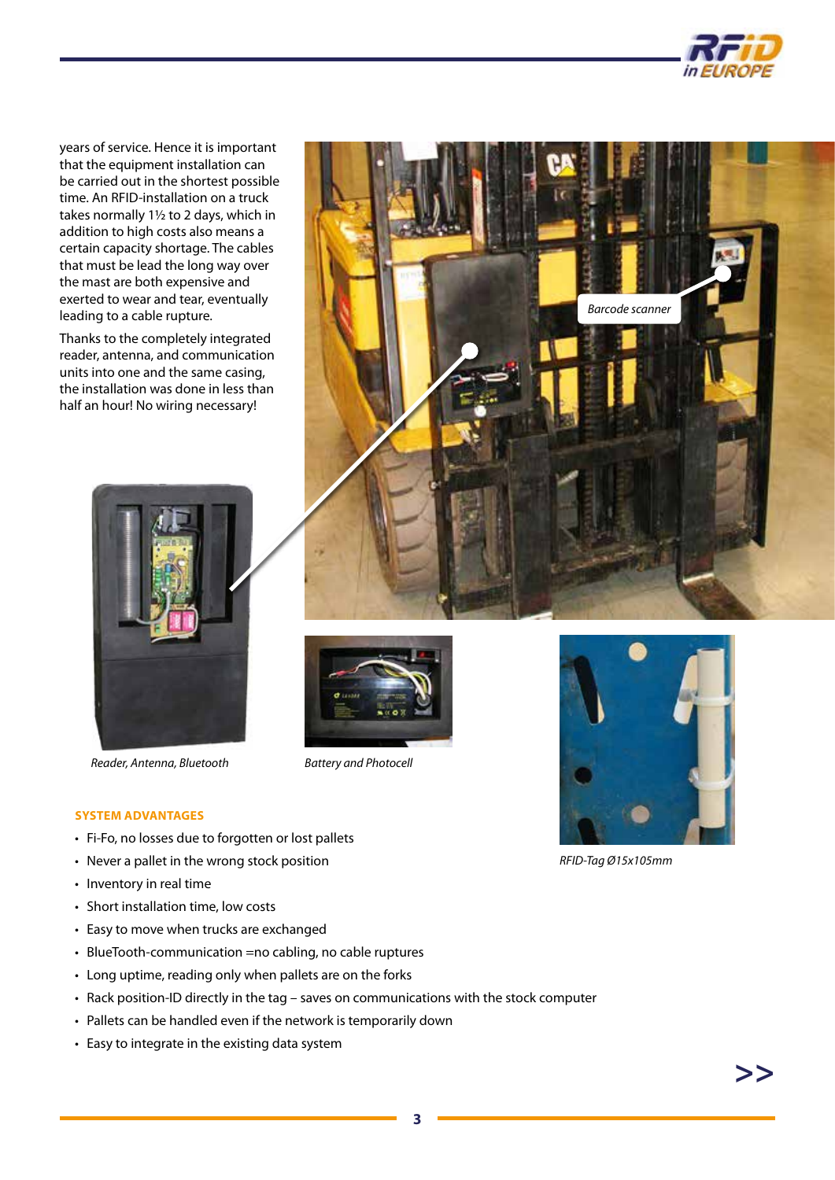years of service. Hence it is important that the equipment installation can be carried out in the shortest possible time. An RFID-installation on a truck takes normally 1½ to 2 days, which in addition to high costs also means a certain capacity shortage. The cables that must be lead the long way over the mast are both expensive and exerted to wear and tear, eventually leading to a cable rupture.

Thanks to the completely integrated reader, antenna, and communication units into one and the same casing, the installation was done in less than half an hour! No wiring necessary!

Barcode scanner

*Reader, Antenna, Bluetooth*

*Battery and Photocell*

*RFID-Tag Ø15x105mm*

**SYSTEM ADVANTAGES**

- Fi-Fo, no losses due to forgotten or lost pallets
- Never a pallet in the wrong stock position
- Inventory in real time
- Short installation time, low costs
- Easy to move when trucks are exchanged
- BlueTooth-communication =no cabling, no cable ruptures
- Long uptime, reading only when pallets are on the forks
- Rack position-ID directly in the tag – saves on communications with the stock computer
- Pallets can be handled even if the network is temporarily down
- Easy to integrate in the existing data system

>>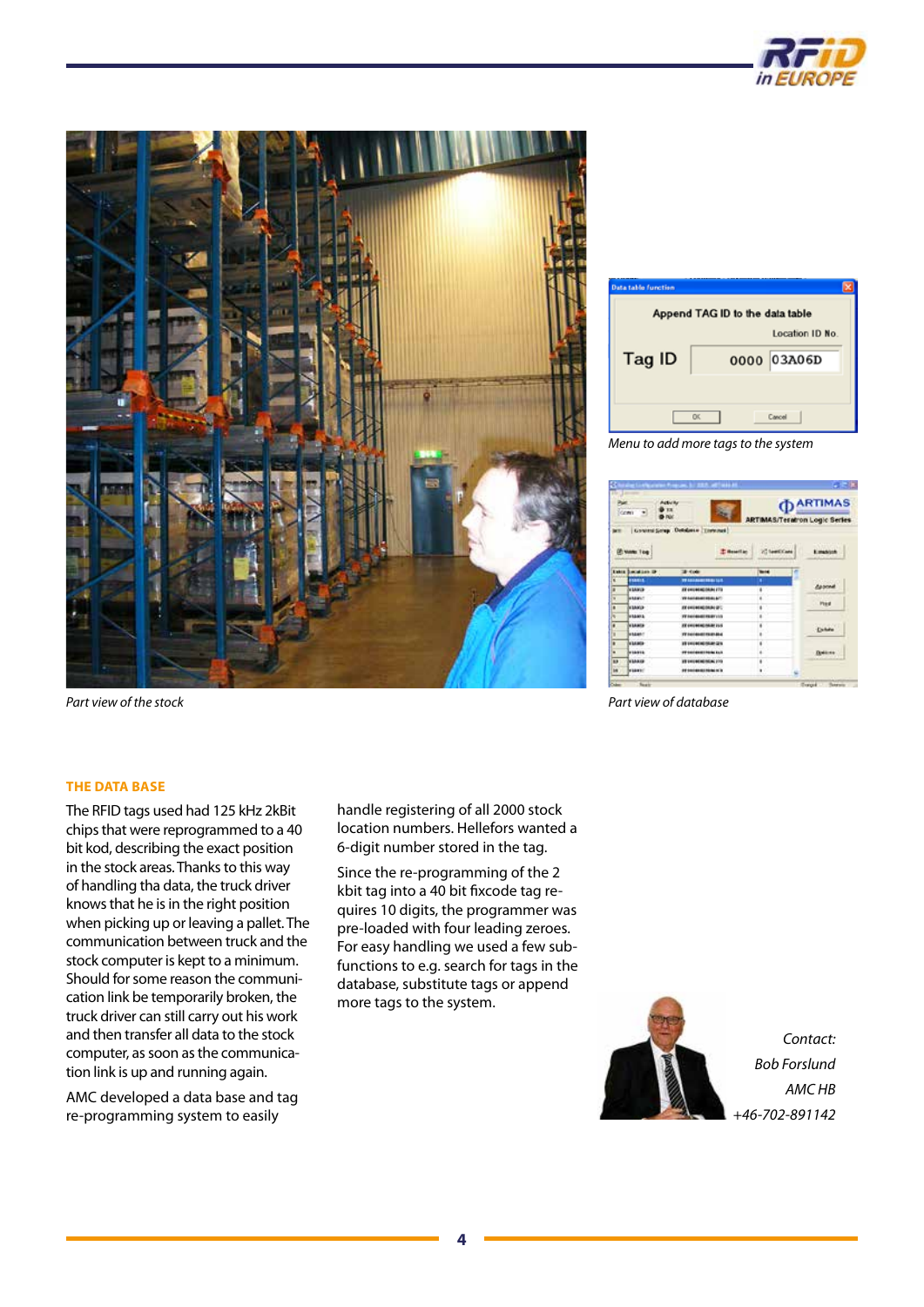Part view of the stock

Menu to add more tags to the system

Part view of database

## THE DATA BASE

The RFID tags used had 125 kHz 2kBit chips that were reprogrammed to a 40 bit kod, describing the exact position in the stock areas. Thanks to this way of handling tha data, the truck driver knows that he is in the right position when picking up or leaving a pallet. The communication between truck and the stock computer is kept to a minimum. Should for some reason the communication link be temporarily broken, the truck driver can still carry out his work and then transfer all data to the stock computer, as soon as the communication link is up and running again.

AMC developed a data base and tag re-programming system to easily handle registering of all 2000 stock location numbers. Hellefors wanted a 6-digit number stored in the tag.

Since the re-programming of the 2 kbit tag into a 40 bit fixcode tag requires 10 digits, the programmer was pre-loaded with four leading zeroes. For easy handling we used a few sub-functions to e.g. search for tags in the database, substitute tags or append more tags to the system.

*Contact:*
*Bob Forslund*
*AMC HB*
*+46-702-891142*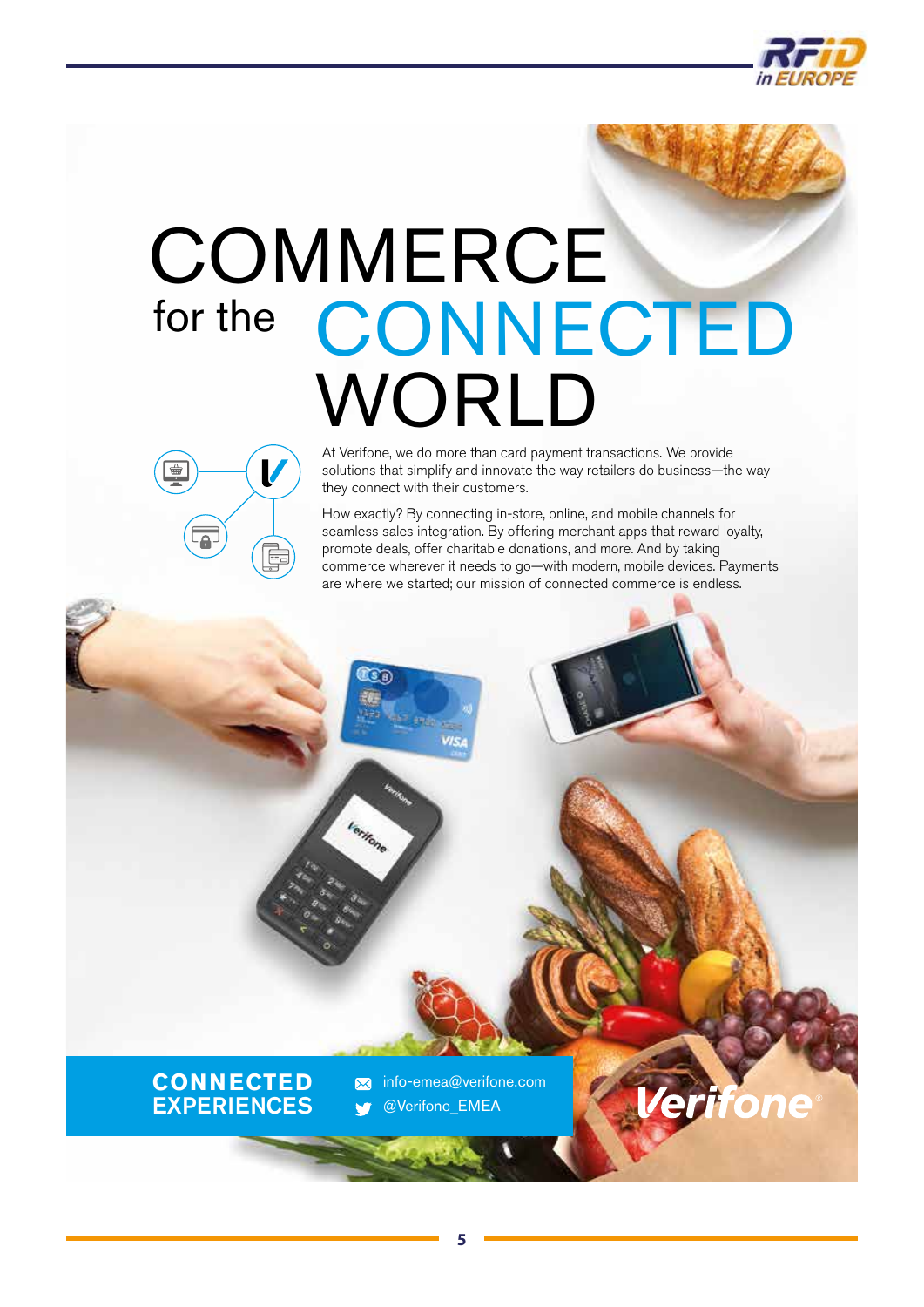# COMMERCE for the CONNECTED WORLD

At Verifone, we do more than card payment transactions. We provide solutions that simplify and innovate the way retailers do business—the way they connect with their customers.

How exactly? By connecting in-store, online, and mobile channels for seamless sales integration. By offering merchant apps that reward loyalty, promote deals, offer charitable donations, and more. And by taking commerce wherever it needs to go—with modern, mobile devices. Payments are where we started; our mission of connected commerce is endless.

**CONNECTED EXPERIENCES**

info-emea@verifone.com

@Verifone_EMEA

Verifone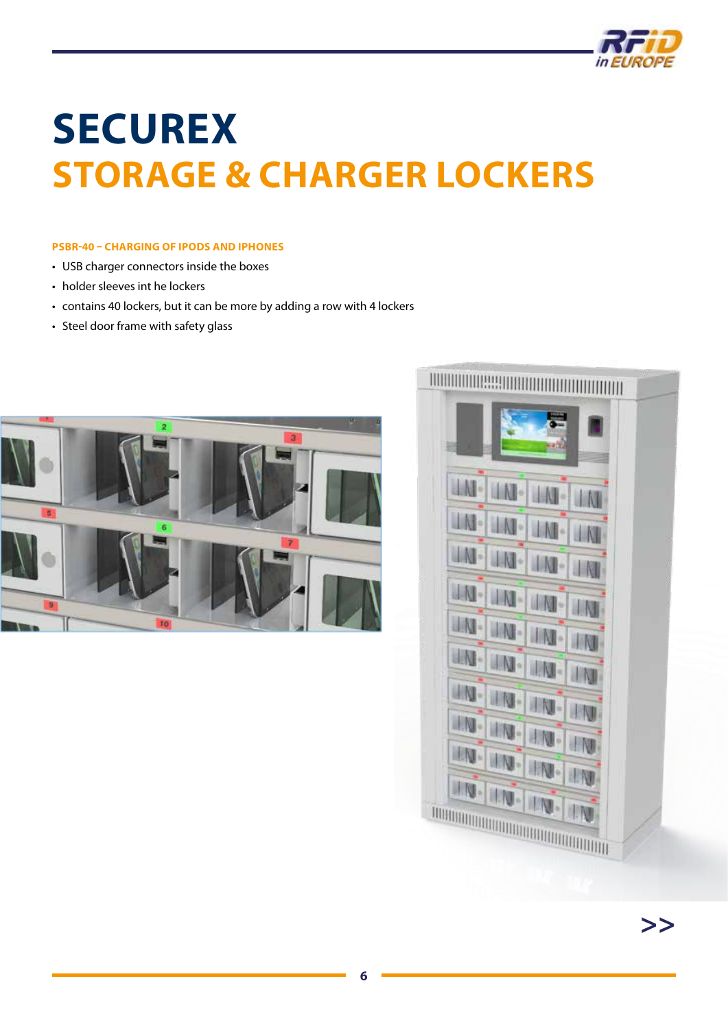# SECUREX
## STORAGE & CHARGER LOCKERS

**PSBR-40 – CHARGING OF IPODS AND IPHONES**

- USB charger connectors inside the boxes
- holder sleeves int he lockers
- contains 40 lockers, but it can be more by adding a row with 4 lockers
- Steel door frame with safety glass

>>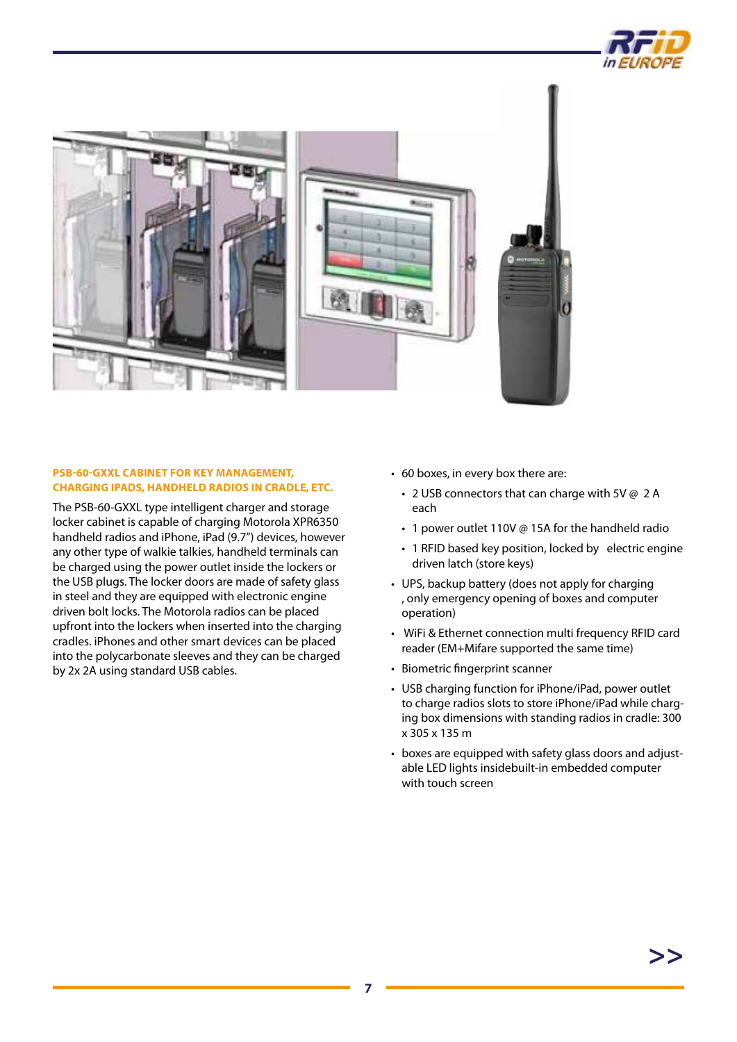### PSB-60-GXXL CABINET FOR KEY MANAGEMENT, CHARGING IPADS, HANDHELD RADIOS IN CRADLE, ETC.

The PSB-60-GXXL type intelligent charger and storage locker cabinet is capable of charging Motorola XPR6350 handheld radios and iPhone, iPad (9.7") devices, however any other type of walkie talkies, handheld terminals can be charged using the power outlet inside the lockers or the USB plugs. The locker doors are made of safety glass in steel and they are equipped with electronic engine driven bolt locks. The Motorola radios can be placed upfront into the lockers when inserted into the charging cradles. iPhones and other smart devices can be placed into the polycarbonate sleeves and they can be charged by 2x 2A using standard USB cables.

- 60 boxes, in every box there are:
  - 2 USB connectors that can charge with 5V @ 2 A each
  - 1 power outlet 110V @ 15A for the handheld radio
  - 1 RFID based key position, locked by electric engine driven latch (store keys)
- UPS, backup battery (does not apply for charging , only emergency opening of boxes and computer operation)
- WiFi & Ethernet connection multi frequency RFID card reader (EM+Mifare supported the same time)
- Biometric fingerprint scanner
- USB charging function for iPhone/iPad, power outlet to charge radios slots to store iPhone/iPad while charging box dimensions with standing radios in cradle: 300 x 305 x 135 m
- boxes are equipped with safety glass doors and adjustable LED lights insidebuilt-in embedded computer with touch screen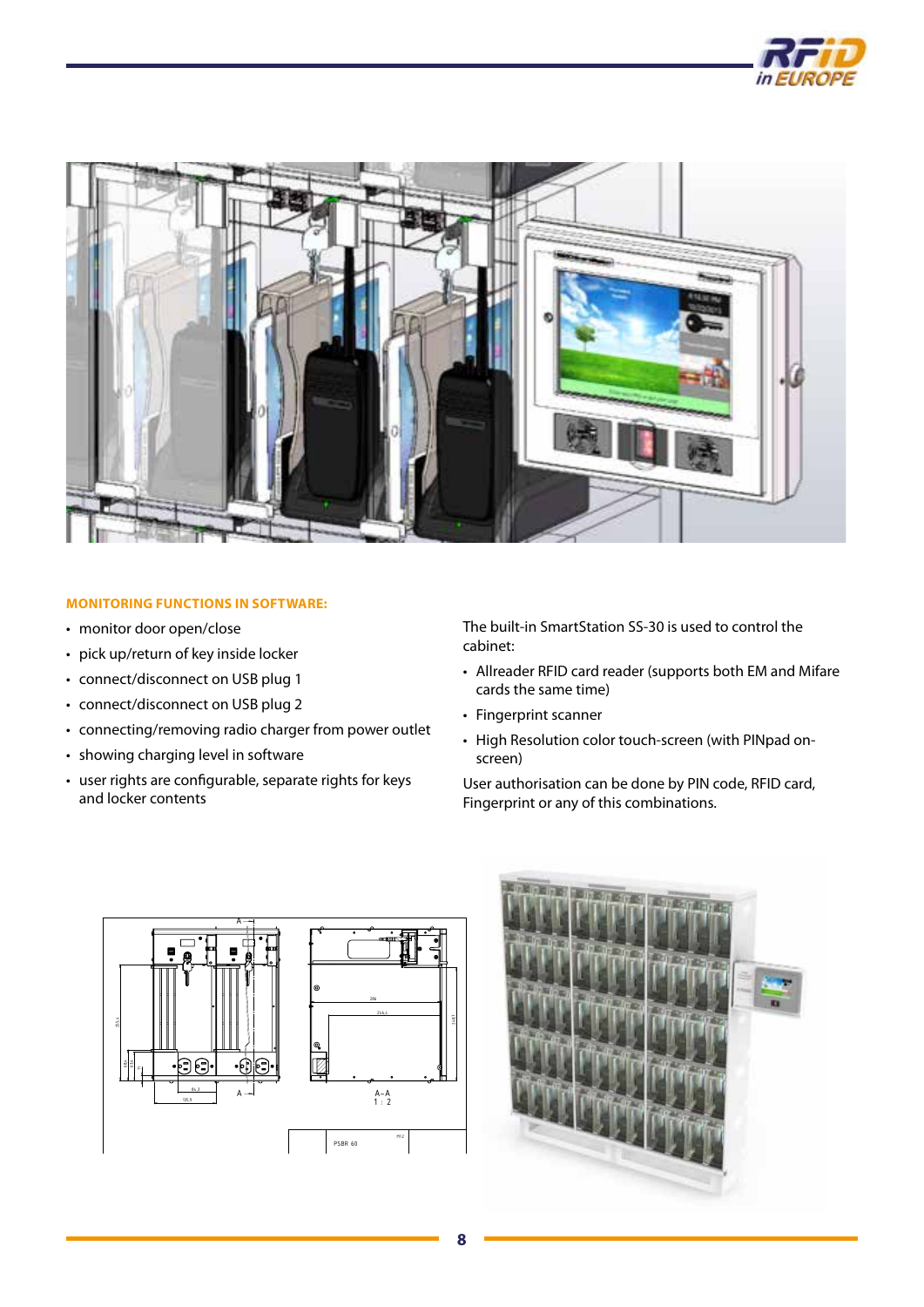### MONITORING FUNCTIONS IN SOFTWARE:

- monitor door open/close
- pick up/return of key inside locker
- connect/disconnect on USB plug 1
- connect/disconnect on USB plug 2
- connecting/removing radio charger from power outlet
- showing charging level in software
- user rights are configurable, separate rights for keys and locker contents

The built-in SmartStation SS-30 is used to control the cabinet:

- Allreader RFID card reader (supports both EM and Mifare cards the same time)
- Fingerprint scanner
- High Resolution color touch-screen (with PINpad on-screen)

User authorisation can be done by PIN code, RFID card, Fingerprint or any of this combinations.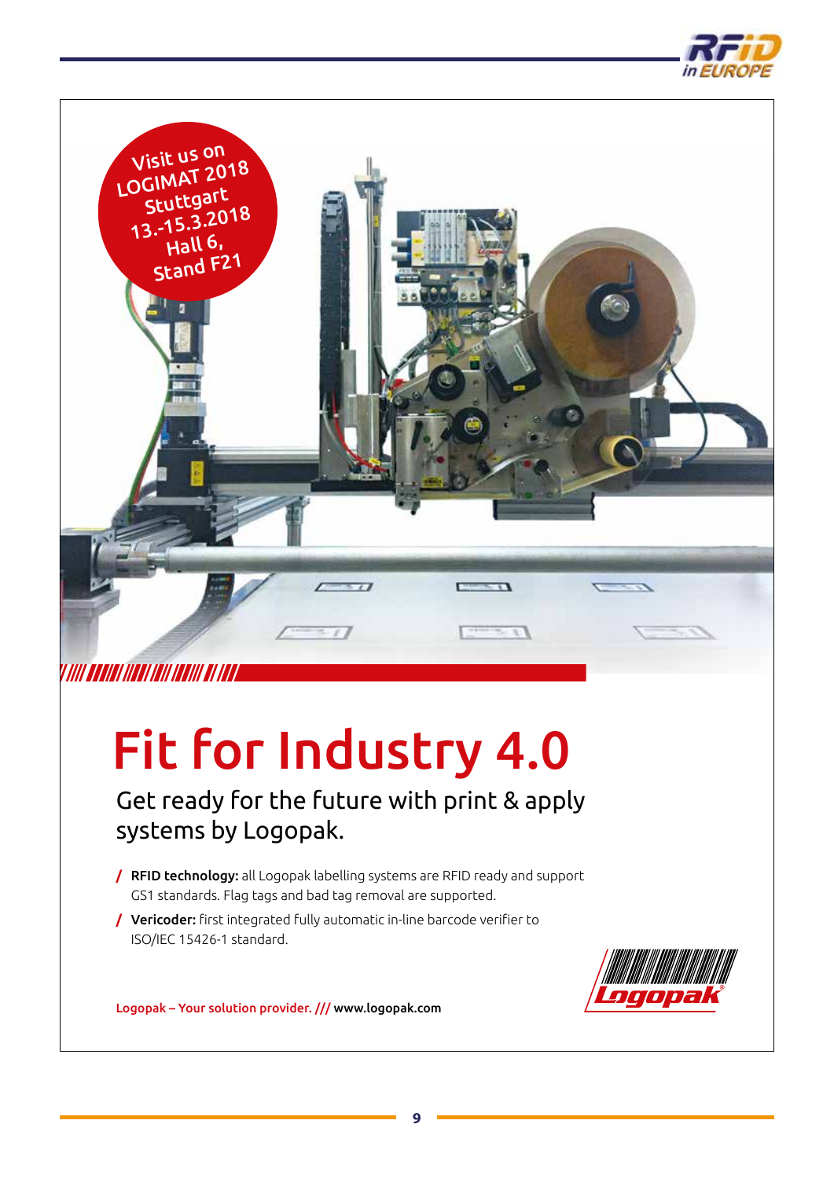Visit us on LOGIMAT 2018 Stuttgart 13.-15.3.2018 Hall 6, Stand F21

# Fit for Industry 4.0

Get ready for the future with print & apply systems by Logopak.

- **RFID technology:** all Logopak labelling systems are RFID ready and support GS1 standards. Flag tags and bad tag removal are supported.
- **Vericoder:** first integrated fully automatic in-line barcode verifier to ISO/IEC 15426-1 standard.

Logopak – Your solution provider. /// www.logopak.com

Logopak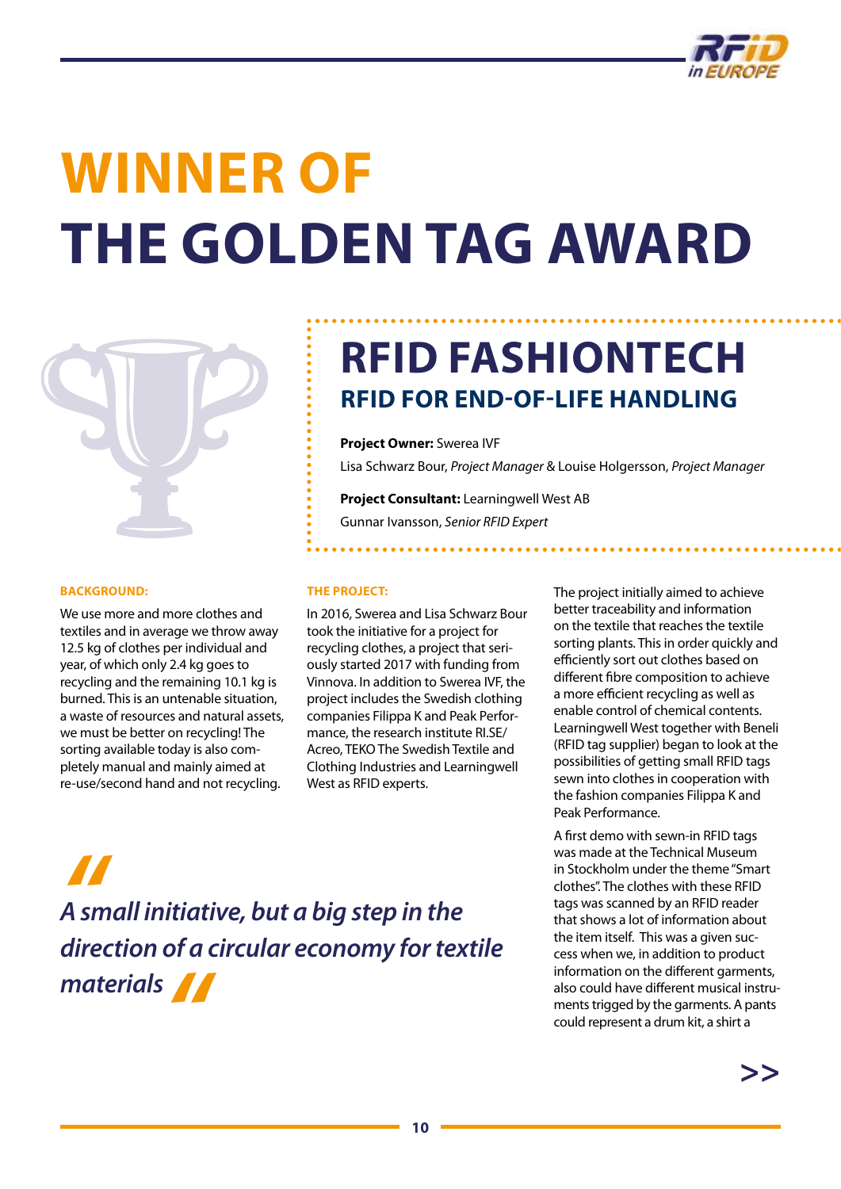# WINNER OF THE GOLDEN TAG AWARD

## RFID FASHIONTECH

### RFID FOR END-OF-LIFE HANDLING

**Project Owner:** Swerea IVF

Lisa Schwarz Bour, *Project Manager* & Louise Holgersson, *Project Manager*

**Project Consultant:** Learningwell West AB

Gunnar Ivansson, *Senior RFID Expert*

**BACKGROUND:**

We use more and more clothes and textiles and in average we throw away 12.5 kg of clothes per individual and year, of which only 2.4 kg goes to recycling and the remaining 10.1 kg is burned. This is an untenable situation, a waste of resources and natural assets, we must be better on recycling! The sorting available today is also completely manual and mainly aimed at re-use/second hand and not recycling.

**THE PROJECT:**

In 2016, Swerea and Lisa Schwarz Bour took the initiative for a project for recycling clothes, a project that seriously started 2017 with funding from Vinnova. In addition to Swerea IVF, the project includes the Swedish clothing companies Filippa K and Peak Performance, the research institute RI.SE/Acreo, TEKO The Swedish Textile and Clothing Industries and Learningwell West as RFID experts.

> *"A small initiative, but a big step in the direction of a circular economy for textile materials"*

The project initially aimed to achieve better traceability and information on the textile that reaches the textile sorting plants. This in order quickly and efficiently sort out clothes based on different fibre composition to achieve a more efficient recycling as well as enable control of chemical contents. Learningwell West together with Beneli (RFID tag supplier) began to look at the possibilities of getting small RFID tags sewn into clothes in cooperation with the fashion companies Filippa K and Peak Performance.

A first demo with sewn-in RFID tags was made at the Technical Museum in Stockholm under the theme "Smart clothes". The clothes with these RFID tags was scanned by an RFID reader that shows a lot of information about the item itself. This was a given success when we, in addition to product information on the different garments, also could have different musical instruments trigged by the garments. A pants could represent a drum kit, a shirt a

>>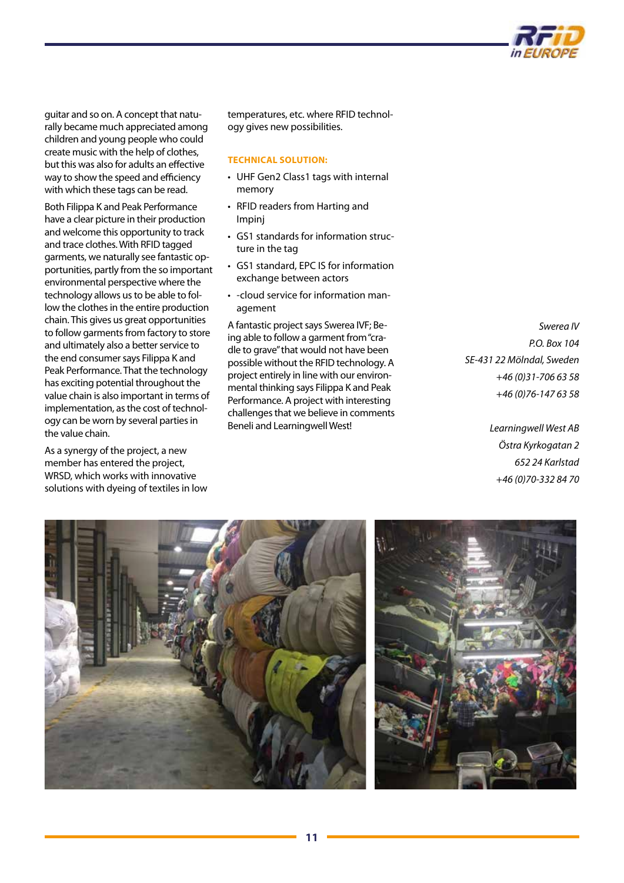guitar and so on. A concept that naturally became much appreciated among children and young people who could create music with the help of clothes, but this was also for adults an effective way to show the speed and efficiency with which these tags can be read.

Both Filippa K and Peak Performance have a clear picture in their production and welcome this opportunity to track and trace clothes. With RFID tagged garments, we naturally see fantastic opportunities, partly from the so important environmental perspective where the technology allows us to be able to follow the clothes in the entire production chain. This gives us great opportunities to follow garments from factory to store and ultimately also a better service to the end consumer says Filippa K and Peak Performance. That the technology has exciting potential throughout the value chain is also important in terms of implementation, as the cost of technology can be worn by several parties in the value chain.

As a synergy of the project, a new member has entered the project, WRSD, which works with innovative solutions with dyeing of textiles in low temperatures, etc. where RFID technology gives new possibilities.

**TECHNICAL SOLUTION:**

- UHF Gen2 Class1 tags with internal memory
- RFID readers from Harting and Impinj
- GS1 standards for information structure in the tag
- GS1 standard, EPC IS for information exchange between actors
- -cloud service for information management

A fantastic project says Swerea IVF; Being able to follow a garment from "cradle to grave" that would not have been possible without the RFID technology. A project entirely in line with our environmental thinking says Filippa K and Peak Performance. A project with interesting challenges that we believe in comments Beneli and Learningwell West!

*Swerea IV*
*P.O. Box 104*
*SE-431 22 Mölndal, Sweden*
*+46 (0)31-706 63 58*
*+46 (0)76-147 63 58*

*Learningwell West AB*
*Östra Kyrkogatan 2*
*652 24 Karlstad*
*+46 (0)70-332 84 70*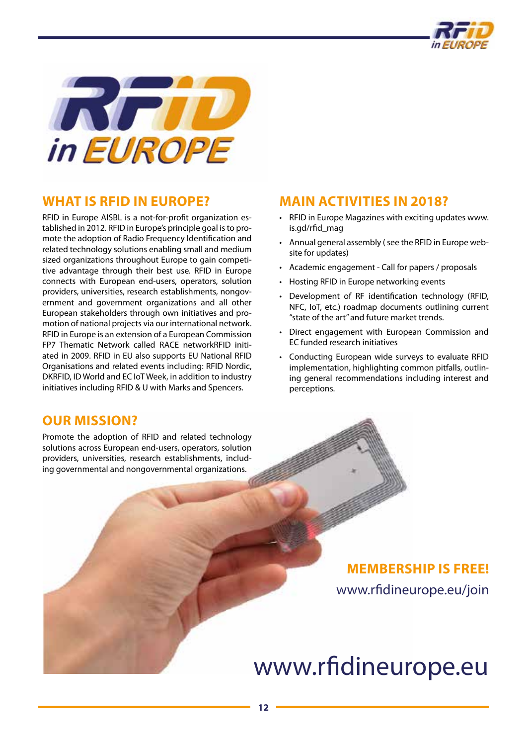# RFID in EUROPE

## WHAT IS RFID IN EUROPE?

RFID in Europe AISBL is a not-for-profit organization established in 2012. RFID in Europe's principle goal is to promote the adoption of Radio Frequency Identification and related technology solutions enabling small and medium sized organizations throughout Europe to gain competitive advantage through their best use. RFID in Europe connects with European end-users, operators, solution providers, universities, research establishments, nongovernment and government organizations and all other European stakeholders through own initiatives and promotion of national projects via our international network. RFID in Europe is an extension of a European Commission FP7 Thematic Network called RACE networkRFID initiated in 2009. RFID in EU also supports EU National RFID Organisations and related events including: RFID Nordic, DKRFID, ID World and EC IoT Week, in addition to industry initiatives including RFID & U with Marks and Spencers.

## OUR MISSION?

Promote the adoption of RFID and related technology solutions across European end-users, operators, solution providers, universities, research establishments, including governmental and nongovernmental organizations.

## MAIN ACTIVITIES IN 2018?

- RFID in Europe Magazines with exciting updates www.is.gd/rfid_mag
- Annual general assembly ( see the RFID in Europe website for updates)
- Academic engagement - Call for papers / proposals
- Hosting RFID in Europe networking events
- Development of RF identification technology (RFID, NFC, IoT, etc.) roadmap documents outlining current "state of the art" and future market trends.
- Direct engagement with European Commission and EC funded research initiatives
- Conducting European wide surveys to evaluate RFID implementation, highlighting common pitfalls, outlining general recommendations including interest and perceptions.

**MEMBERSHIP IS FREE!**

www.rfidineurope.eu/join

www.rfidineurope.eu